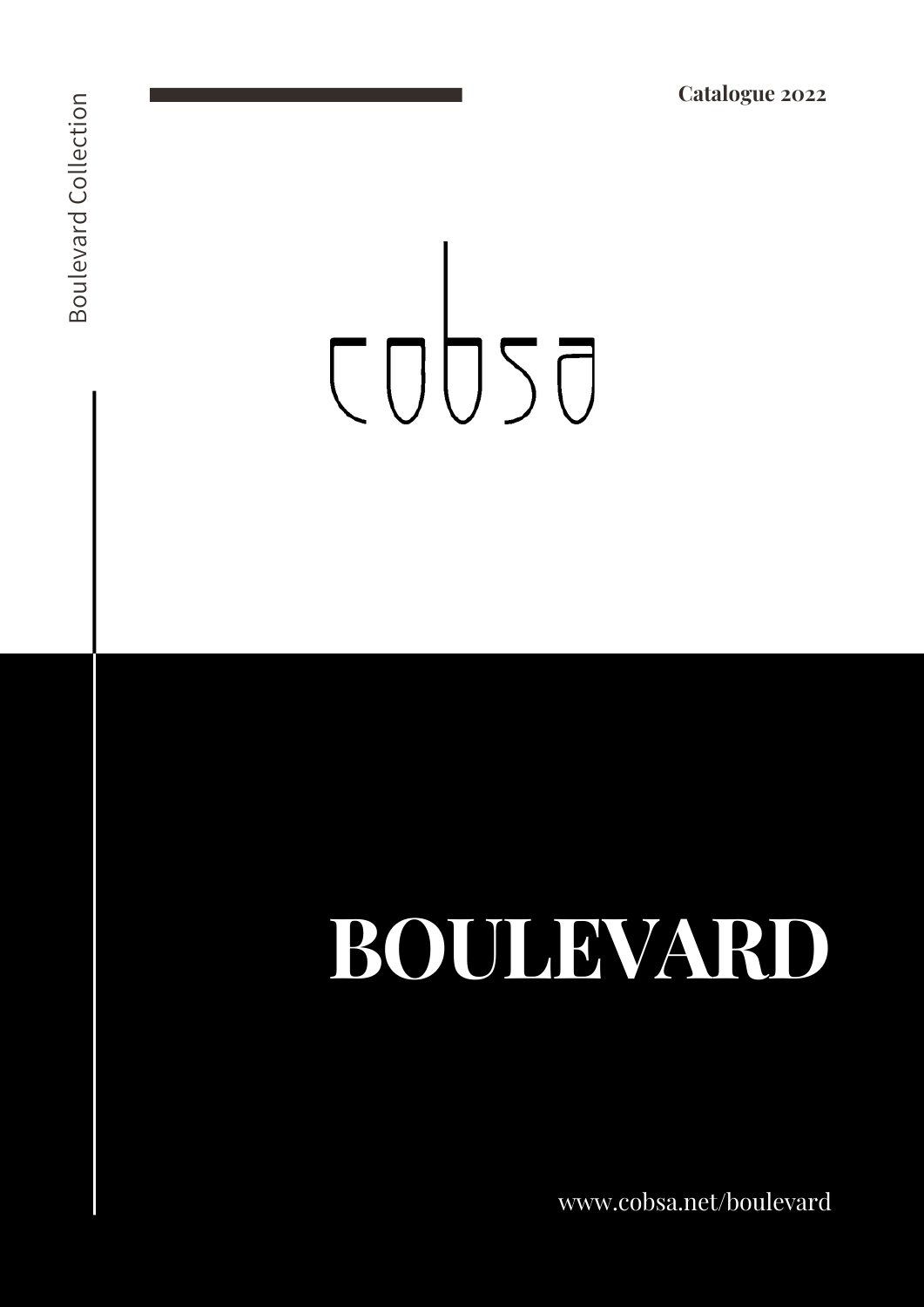Boulevard Collection

**Catalogue 2022**

cobsa

# BOULEVARD

www.cobsa.net/boulevard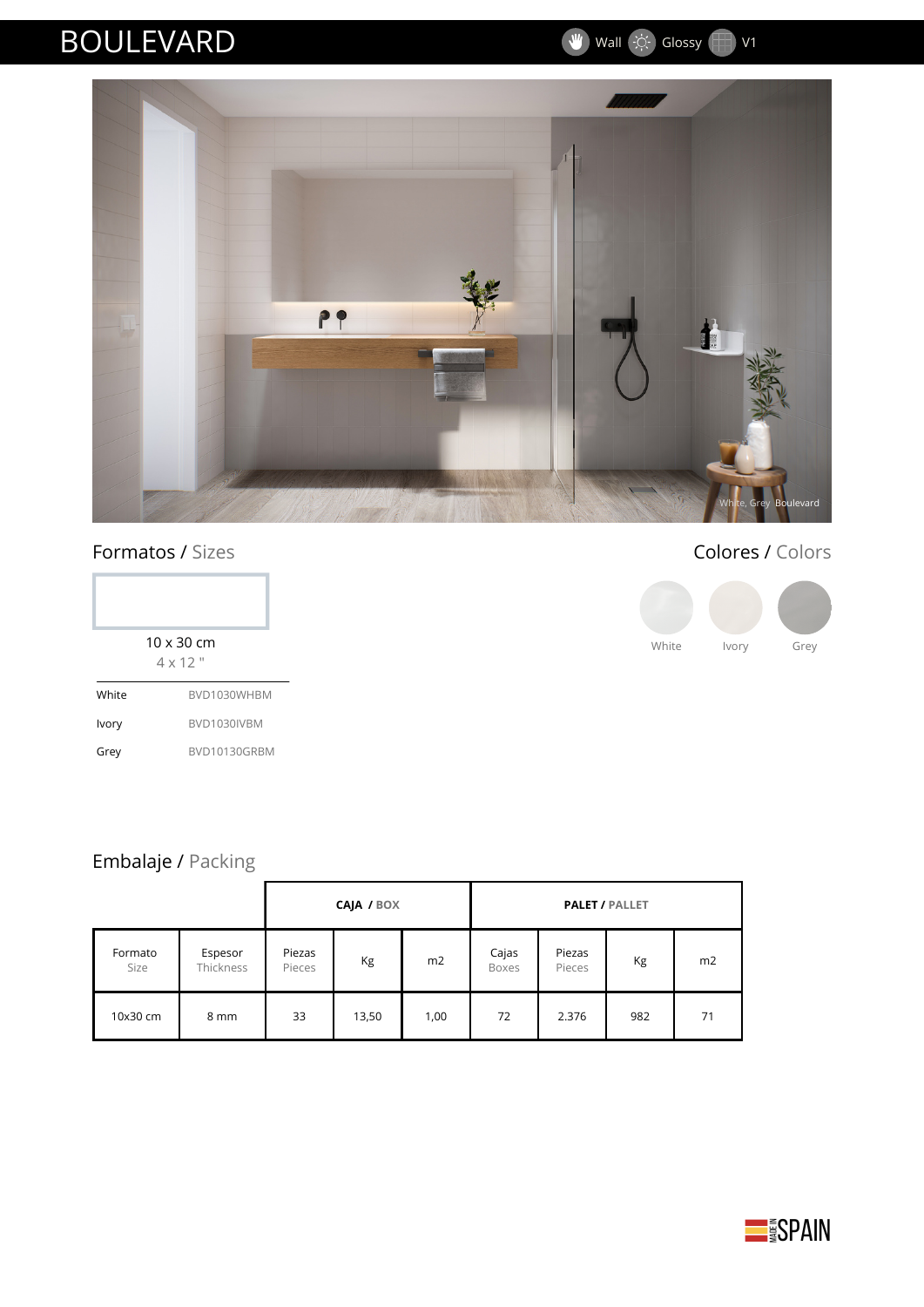# BOULEVARD

Wall Glossy V1

White, Grey Boulevard

## Formatos / Sizes

10 x 30 cm
4 x 12 "

| | |
|---|---|
| White | BVD1030WHBM |
| Ivory | BVD1030IVBM |
| Grey | BVD10130GRBM |

## Colores / Colors

White · Ivory · Grey

## Embalaje / Packing

| | | **CAJA / BOX** | | | **PALET / PALLET** | | | |
|---|---|---|---|---|---|---|---|---|
| Formato Size | Espesor Thickness | Piezas Pieces | Kg | m2 | Cajas Boxes | Piezas Pieces | Kg | m2 |
| 10x30 cm | 8 mm | 33 | 13,50 | 1,00 | 72 | 2.376 | 982 | 71 |

MADE IN SPAIN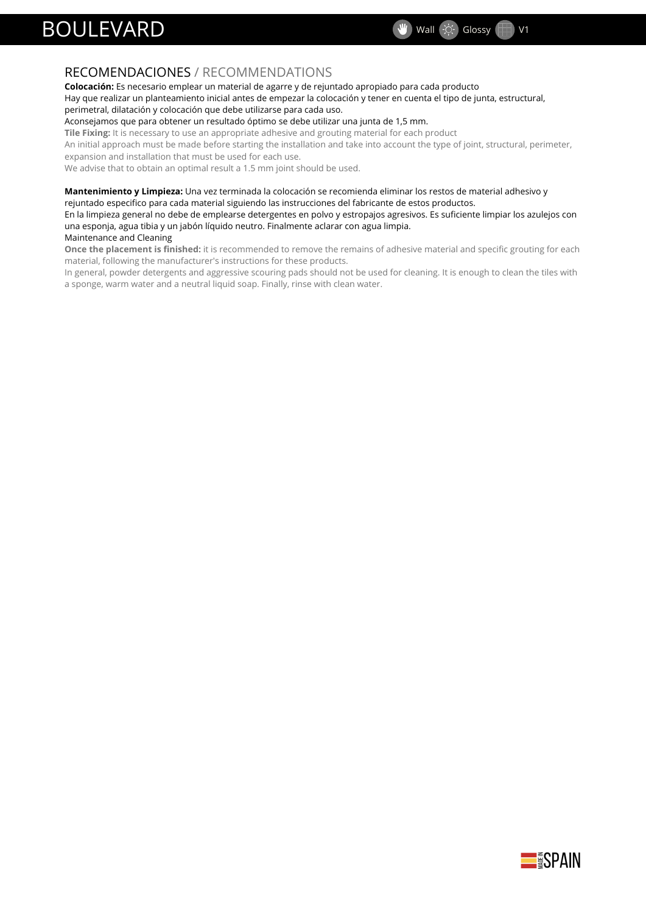# BOULEVARD

Wall Glossy V1

## RECOMENDACIONES / RECOMMENDATIONS

**Colocación:** Es necesario emplear un material de agarre y de rejuntado apropiado para cada producto
Hay que realizar un planteamiento inicial antes de empezar la colocación y tener en cuenta el tipo de junta, estructural, perimetral, dilatación y colocación que debe utilizarse para cada uso.
Aconsejamos que para obtener un resultado óptimo se debe utilizar una junta de 1,5 mm.

**Tile Fixing:** It is necessary to use an appropriate adhesive and grouting material for each product
An initial approach must be made before starting the installation and take into account the type of joint, structural, perimeter, expansion and installation that must be used for each use.
We advise that to obtain an optimal result a 1.5 mm joint should be used.

**Mantenimiento y Limpieza:** Una vez terminada la colocación se recomienda eliminar los restos de material adhesivo y rejuntado especifico para cada material siguiendo las instrucciones del fabricante de estos productos.
En la limpieza general no debe de emplearse detergentes en polvo y estropajos agresivos. Es suficiente limpiar los azulejos con una esponja, agua tibia y un jabón líquido neutro. Finalmente aclarar con agua limpia.

Maintenance and Cleaning

**Once the placement is finished:** it is recommended to remove the remains of adhesive material and specific grouting for each material, following the manufacturer's instructions for these products.
In general, powder detergents and aggressive scouring pads should not be used for cleaning. It is enough to clean the tiles with a sponge, warm water and a neutral liquid soap. Finally, rinse with clean water.

MADE IN SPAIN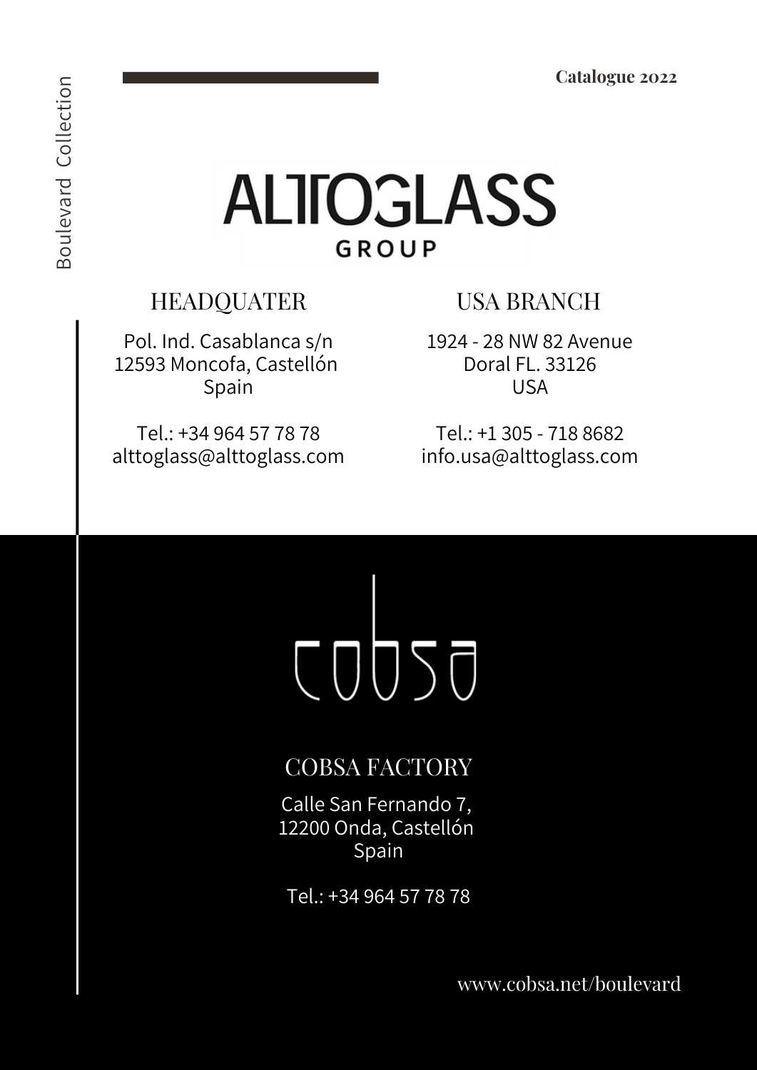Boulevard Collection

Catalogue 2022

# ALTTOGLASS GROUP

## HEADQUATER

Pol. Ind. Casablanca s/n
12593 Moncofa, Castellón
Spain

Tel.: +34 964 57 78 78
alttoglass@alttoglass.com

## USA BRANCH

1924 - 28 NW 82 Avenue
Doral FL. 33126
USA

Tel.: +1 305 - 718 8682
info.usa@alttoglass.com

# cobsa

## COBSA FACTORY

Calle San Fernando 7,
12200 Onda, Castellón
Spain

Tel.: +34 964 57 78 78

www.cobsa.net/boulevard